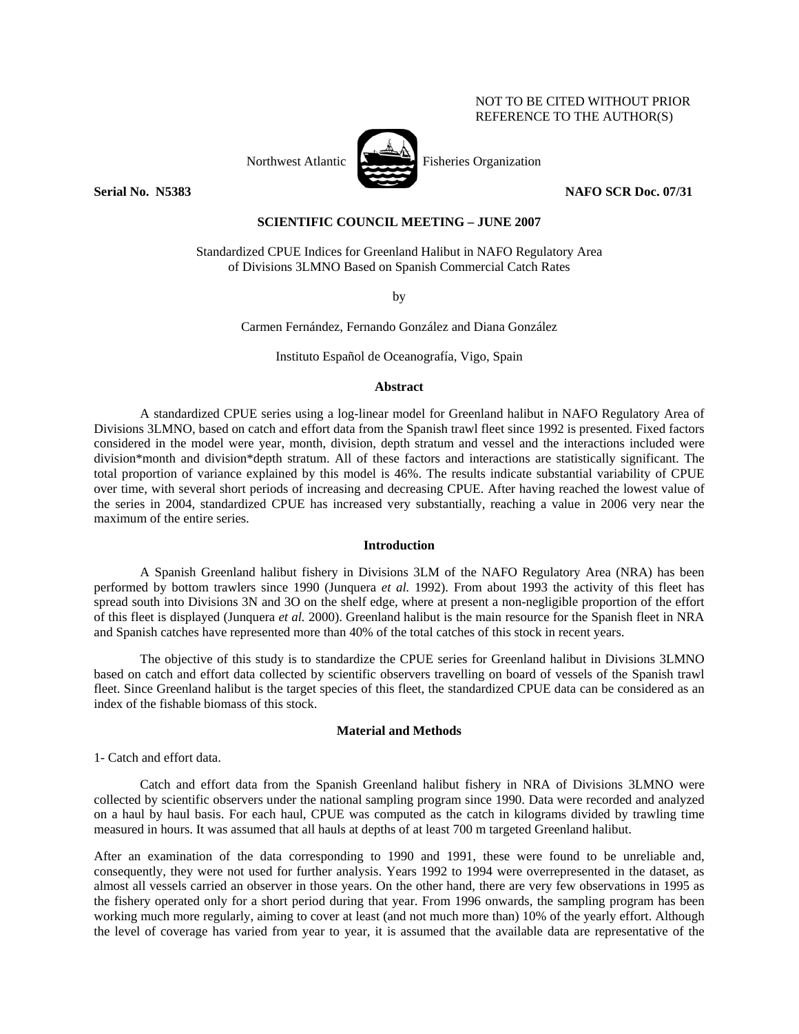NOT TO BE CITED WITHOUT PRIOR REFERENCE TO THE AUTHOR(S)

Northwest Atlantic Fisheries Organization

**Serial No. N5383** **NAFO SCR Doc. 07/31**

**SCIENTIFIC COUNCIL MEETING – JUNE 2007**

# Standardized CPUE Indices for Greenland Halibut in NAFO Regulatory Area of Divisions 3LMNO Based on Spanish Commercial Catch Rates

by

Carmen Fernández, Fernando González and Diana González

Instituto Español de Oceanografía, Vigo, Spain

## Abstract

A standardized CPUE series using a log-linear model for Greenland halibut in NAFO Regulatory Area of Divisions 3LMNO, based on catch and effort data from the Spanish trawl fleet since 1992 is presented. Fixed factors considered in the model were year, month, division, depth stratum and vessel and the interactions included were division*month and division*depth stratum. All of these factors and interactions are statistically significant. The total proportion of variance explained by this model is 46%. The results indicate substantial variability of CPUE over time, with several short periods of increasing and decreasing CPUE. After having reached the lowest value of the series in 2004, standardized CPUE has increased very substantially, reaching a value in 2006 very near the maximum of the entire series.

## Introduction

A Spanish Greenland halibut fishery in Divisions 3LM of the NAFO Regulatory Area (NRA) has been performed by bottom trawlers since 1990 (Junquera *et al.* 1992). From about 1993 the activity of this fleet has spread south into Divisions 3N and 3O on the shelf edge, where at present a non-negligible proportion of the effort of this fleet is displayed (Junquera *et al.* 2000). Greenland halibut is the main resource for the Spanish fleet in NRA and Spanish catches have represented more than 40% of the total catches of this stock in recent years.

The objective of this study is to standardize the CPUE series for Greenland halibut in Divisions 3LMNO based on catch and effort data collected by scientific observers travelling on board of vessels of the Spanish trawl fleet. Since Greenland halibut is the target species of this fleet, the standardized CPUE data can be considered as an index of the fishable biomass of this stock.

## Material and Methods

1- Catch and effort data.

Catch and effort data from the Spanish Greenland halibut fishery in NRA of Divisions 3LMNO were collected by scientific observers under the national sampling program since 1990. Data were recorded and analyzed on a haul by haul basis. For each haul, CPUE was computed as the catch in kilograms divided by trawling time measured in hours. It was assumed that all hauls at depths of at least 700 m targeted Greenland halibut.

After an examination of the data corresponding to 1990 and 1991, these were found to be unreliable and, consequently, they were not used for further analysis. Years 1992 to 1994 were overrepresented in the dataset, as almost all vessels carried an observer in those years. On the other hand, there are very few observations in 1995 as the fishery operated only for a short period during that year. From 1996 onwards, the sampling program has been working much more regularly, aiming to cover at least (and not much more than) 10% of the yearly effort. Although the level of coverage has varied from year to year, it is assumed that the available data are representative of the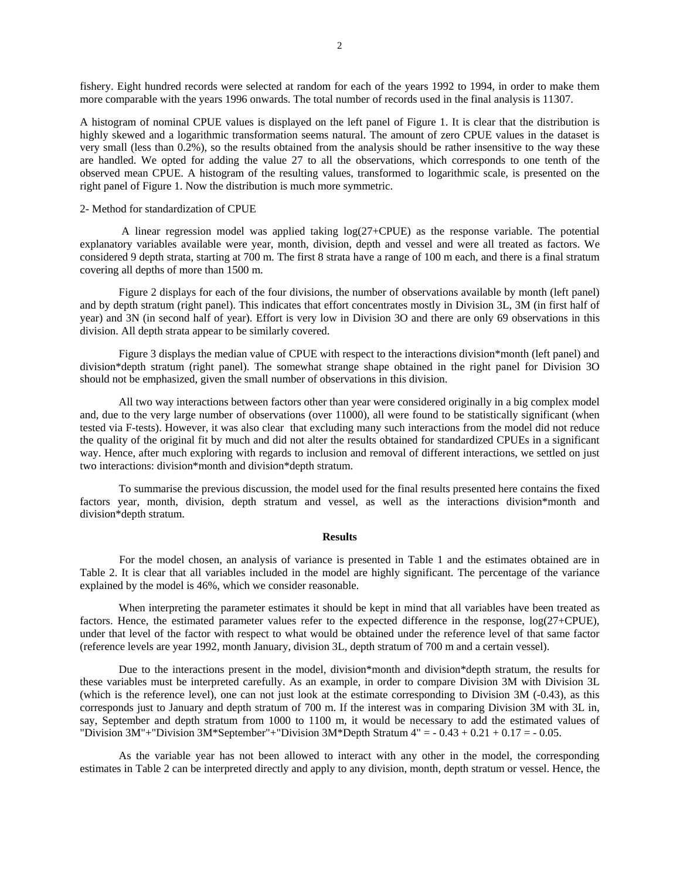fishery. Eight hundred records were selected at random for each of the years 1992 to 1994, in order to make them more comparable with the years 1996 onwards. The total number of records used in the final analysis is 11307.

A histogram of nominal CPUE values is displayed on the left panel of Figure 1. It is clear that the distribution is highly skewed and a logarithmic transformation seems natural. The amount of zero CPUE values in the dataset is very small (less than 0.2%), so the results obtained from the analysis should be rather insensitive to the way these are handled. We opted for adding the value 27 to all the observations, which corresponds to one tenth of the observed mean CPUE. A histogram of the resulting values, transformed to logarithmic scale, is presented on the right panel of Figure 1. Now the distribution is much more symmetric.

2- Method for standardization of CPUE

A linear regression model was applied taking log(27+CPUE) as the response variable. The potential explanatory variables available were year, month, division, depth and vessel and were all treated as factors. We considered 9 depth strata, starting at 700 m. The first 8 strata have a range of 100 m each, and there is a final stratum covering all depths of more than 1500 m.

Figure 2 displays for each of the four divisions, the number of observations available by month (left panel) and by depth stratum (right panel). This indicates that effort concentrates mostly in Division 3L, 3M (in first half of year) and 3N (in second half of year). Effort is very low in Division 3O and there are only 69 observations in this division. All depth strata appear to be similarly covered.

Figure 3 displays the median value of CPUE with respect to the interactions division*month (left panel) and division*depth stratum (right panel). The somewhat strange shape obtained in the right panel for Division 3O should not be emphasized, given the small number of observations in this division.

All two way interactions between factors other than year were considered originally in a big complex model and, due to the very large number of observations (over 11000), all were found to be statistically significant (when tested via F-tests). However, it was also clear that excluding many such interactions from the model did not reduce the quality of the original fit by much and did not alter the results obtained for standardized CPUEs in a significant way. Hence, after much exploring with regards to inclusion and removal of different interactions, we settled on just two interactions: division*month and division*depth stratum.

To summarise the previous discussion, the model used for the final results presented here contains the fixed factors year, month, division, depth stratum and vessel, as well as the interactions division*month and division*depth stratum.

## Results

For the model chosen, an analysis of variance is presented in Table 1 and the estimates obtained are in Table 2. It is clear that all variables included in the model are highly significant. The percentage of the variance explained by the model is 46%, which we consider reasonable.

When interpreting the parameter estimates it should be kept in mind that all variables have been treated as factors. Hence, the estimated parameter values refer to the expected difference in the response, log(27+CPUE), under that level of the factor with respect to what would be obtained under the reference level of that same factor (reference levels are year 1992, month January, division 3L, depth stratum of 700 m and a certain vessel).

Due to the interactions present in the model, division*month and division*depth stratum, the results for these variables must be interpreted carefully. As an example, in order to compare Division 3M with Division 3L (which is the reference level), one can not just look at the estimate corresponding to Division 3M (-0.43), as this corresponds just to January and depth stratum of 700 m. If the interest was in comparing Division 3M with 3L in, say, September and depth stratum from 1000 to 1100 m, it would be necessary to add the estimated values of "Division 3M"+"Division 3M*September"+"Division 3M*Depth Stratum 4" = - 0.43 + 0.21 + 0.17 = - 0.05.

As the variable year has not been allowed to interact with any other in the model, the corresponding estimates in Table 2 can be interpreted directly and apply to any division, month, depth stratum or vessel. Hence, the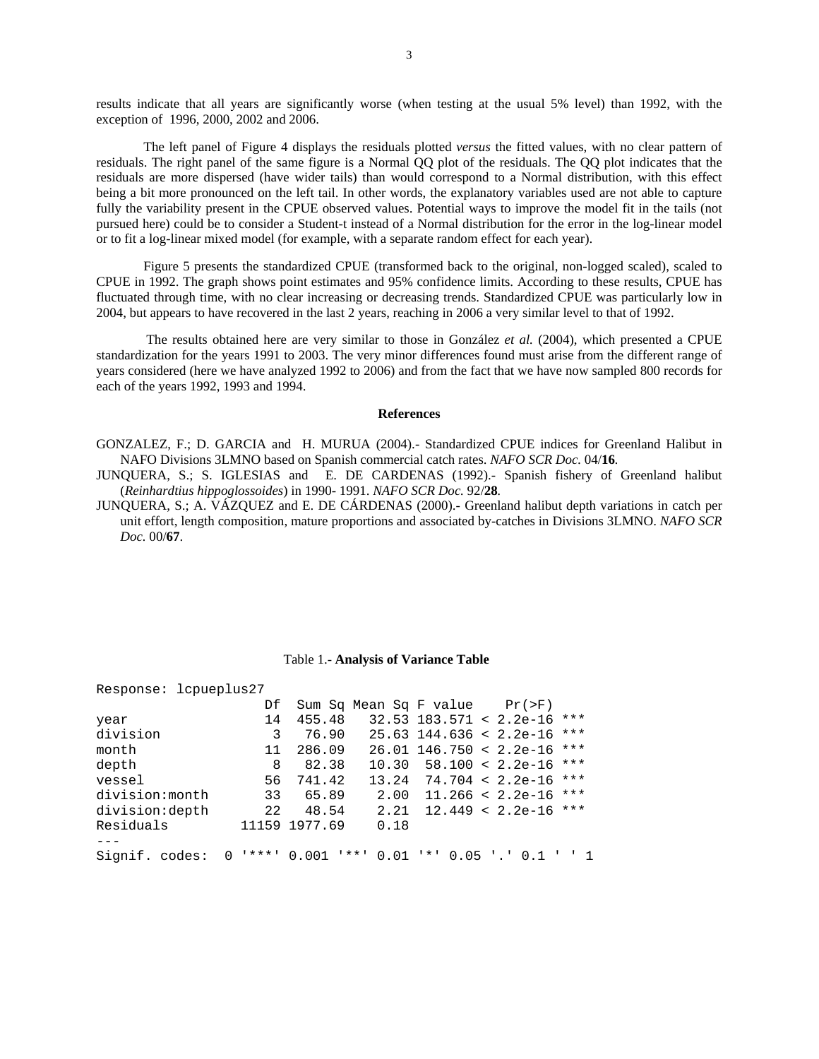results indicate that all years are significantly worse (when testing at the usual 5% level) than 1992, with the exception of 1996, 2000, 2002 and 2006.

The left panel of Figure 4 displays the residuals plotted *versus* the fitted values, with no clear pattern of residuals. The right panel of the same figure is a Normal QQ plot of the residuals. The QQ plot indicates that the residuals are more dispersed (have wider tails) than would correspond to a Normal distribution, with this effect being a bit more pronounced on the left tail. In other words, the explanatory variables used are not able to capture fully the variability present in the CPUE observed values. Potential ways to improve the model fit in the tails (not pursued here) could be to consider a Student-t instead of a Normal distribution for the error in the log-linear model or to fit a log-linear mixed model (for example, with a separate random effect for each year).

Figure 5 presents the standardized CPUE (transformed back to the original, non-logged scaled), scaled to CPUE in 1992. The graph shows point estimates and 95% confidence limits. According to these results, CPUE has fluctuated through time, with no clear increasing or decreasing trends. Standardized CPUE was particularly low in 2004, but appears to have recovered in the last 2 years, reaching in 2006 a very similar level to that of 1992.

The results obtained here are very similar to those in González *et al.* (2004), which presented a CPUE standardization for the years 1991 to 2003. The very minor differences found must arise from the different range of years considered (here we have analyzed 1992 to 2006) and from the fact that we have now sampled 800 records for each of the years 1992, 1993 and 1994.

## References

GONZALEZ, F.; D. GARCIA and H. MURUA (2004).- Standardized CPUE indices for Greenland Halibut in NAFO Divisions 3LMNO based on Spanish commercial catch rates. *NAFO SCR Doc.* 04/**16**.

JUNQUERA, S.; S. IGLESIAS and E. DE CARDENAS (1992).- Spanish fishery of Greenland halibut (*Reinhardtius hippoglossoides*) in 1990- 1991. *NAFO SCR Doc.* 92/**28**.

JUNQUERA, S.; A. VÁZQUEZ and E. DE CÁRDENAS (2000).- Greenland halibut depth variations in catch per unit effort, length composition, mature proportions and associated by-catches in Divisions 3LMNO. *NAFO SCR Doc.* 00/**67**.

Table 1.- **Analysis of Variance Table**

```
Response: lcpueplus27
                  Df  Sum Sq Mean Sq F value    Pr(>F)    
year              14  455.48   32.53 183.571 < 2.2e-16 ***
division           3   76.90   25.63 144.636 < 2.2e-16 ***
month             11  286.09   26.01 146.750 < 2.2e-16 ***
depth              8   82.38   10.30  58.100 < 2.2e-16 ***
vessel            56  741.42   13.24  74.704 < 2.2e-16 ***
division:month    33   65.89    2.00  11.266 < 2.2e-16 ***
division:depth    22   48.54    2.21  12.449 < 2.2e-16 ***
Residuals      11159 1977.69    0.18                      
---
Signif. codes:  0 '***' 0.001 '**' 0.01 '*' 0.05 '.' 0.1 ' ' 1
```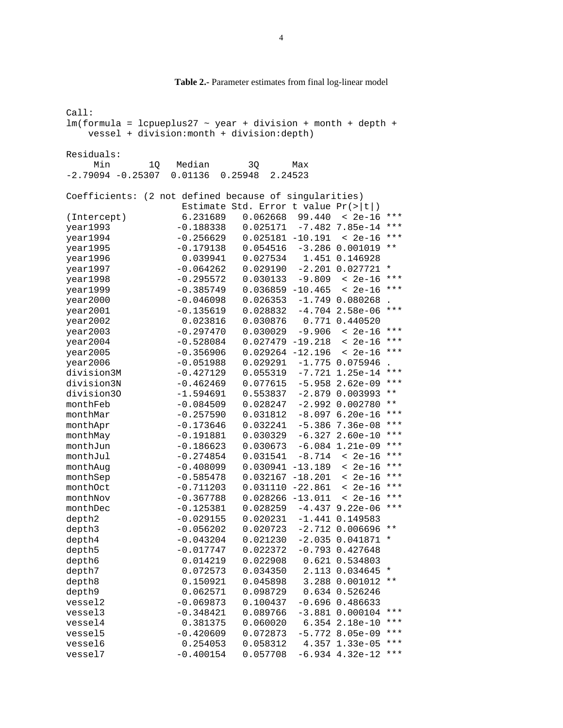**Table 2.-** Parameter estimates from final log-linear model

```
Call:
lm(formula = lcpueplus27 ~ year + division + month + depth +
    vessel + division:month + division:depth)

Residuals:
     Min       1Q   Median       3Q      Max
-2.79094 -0.25307  0.01136  0.25948  2.24523

Coefficients: (2 not defined because of singularities)
                  Estimate Std. Error t value Pr(>|t|)
(Intercept)       6.231689   0.062668  99.440  < 2e-16 ***
year1993         -0.188338   0.025171  -7.482 7.85e-14 ***
year1994         -0.256629   0.025181 -10.191  < 2e-16 ***
year1995         -0.179138   0.054516  -3.286 0.001019 **
year1996          0.039941   0.027534   1.451 0.146928
year1997         -0.064262   0.029190  -2.201 0.027721 *
year1998         -0.295572   0.030133  -9.809  < 2e-16 ***
year1999         -0.385749   0.036859 -10.465  < 2e-16 ***
year2000         -0.046098   0.026353  -1.749 0.080268 .
year2001         -0.135619   0.028832  -4.704 2.58e-06 ***
year2002          0.023816   0.030876   0.771 0.440520
year2003         -0.297470   0.030029  -9.906  < 2e-16 ***
year2004         -0.528084   0.027479 -19.218  < 2e-16 ***
year2005         -0.356906   0.029264 -12.196  < 2e-16 ***
year2006         -0.051988   0.029291  -1.775 0.075946 .
division3M       -0.427129   0.055319  -7.721 1.25e-14 ***
division3N       -0.462469   0.077615  -5.958 2.62e-09 ***
division3O       -1.594691   0.553837  -2.879 0.003993 **
monthFeb         -0.084509   0.028247  -2.992 0.002780 **
monthMar         -0.257590   0.031812  -8.097 6.20e-16 ***
monthApr         -0.173646   0.032241  -5.386 7.36e-08 ***
monthMay         -0.191881   0.030329  -6.327 2.60e-10 ***
monthJun         -0.186623   0.030673  -6.084 1.21e-09 ***
monthJul         -0.274854   0.031541  -8.714  < 2e-16 ***
monthAug         -0.408099   0.030941 -13.189  < 2e-16 ***
monthSep         -0.585478   0.032167 -18.201  < 2e-16 ***
monthOct         -0.711203   0.031110 -22.861  < 2e-16 ***
monthNov         -0.367788   0.028266 -13.011  < 2e-16 ***
monthDec         -0.125381   0.028259  -4.437 9.22e-06 ***
depth2           -0.029155   0.020231  -1.441 0.149583
depth3           -0.056202   0.020723  -2.712 0.006696 **
depth4           -0.043204   0.021230  -2.035 0.041871 *
depth5           -0.017747   0.022372  -0.793 0.427648
depth6            0.014219   0.022908   0.621 0.534803
depth7            0.072573   0.034350   2.113 0.034645 *
depth8            0.150921   0.045898   3.288 0.001012 **
depth9            0.062571   0.098729   0.634 0.526246
vessel2          -0.069873   0.100437  -0.696 0.486633
vessel3          -0.348421   0.089766  -3.881 0.000104 ***
vessel4           0.381375   0.060020   6.354 2.18e-10 ***
vessel5          -0.420609   0.072873  -5.772 8.05e-09 ***
vessel6           0.254053   0.058312   4.357 1.33e-05 ***
vessel7          -0.400154   0.057708  -6.934 4.32e-12 ***
```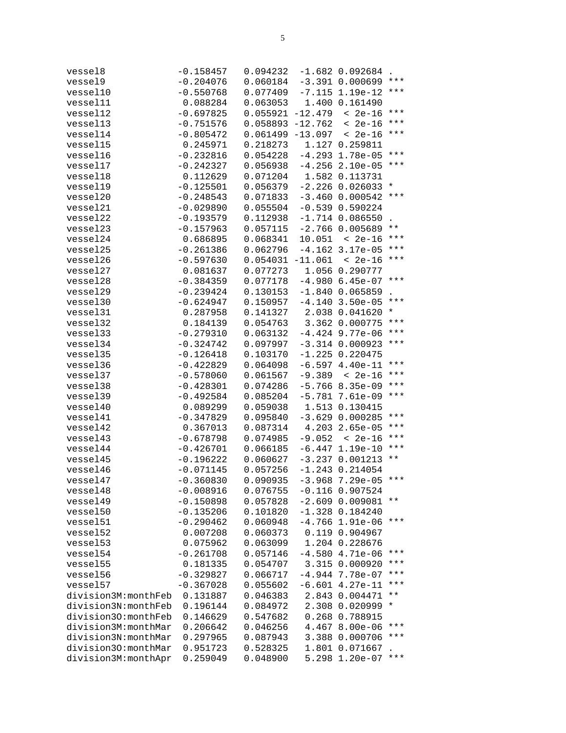```
vessel8             -0.158457   0.094232  -1.682 0.092684 .  
vessel9             -0.204076   0.060184  -3.391 0.000699 ***
vessel10            -0.550768   0.077409  -7.115 1.19e-12 ***
vessel11             0.088284   0.063053   1.400 0.161490    
vessel12            -0.697825   0.055921 -12.479  < 2e-16 ***
vessel13            -0.751576   0.058893 -12.762  < 2e-16 ***
vessel14            -0.805472   0.061499 -13.097  < 2e-16 ***
vessel15             0.245971   0.218273   1.127 0.259811    
vessel16            -0.232816   0.054228  -4.293 1.78e-05 ***
vessel17            -0.242327   0.056938  -4.256 2.10e-05 ***
vessel18             0.112629   0.071204   1.582 0.113731    
vessel19            -0.125501   0.056379  -2.226 0.026033 *  
vessel20            -0.248543   0.071833  -3.460 0.000542 ***
vessel21            -0.029890   0.055504  -0.539 0.590224    
vessel22            -0.193579   0.112938  -1.714 0.086550 .  
vessel23            -0.157963   0.057115  -2.766 0.005689 ** 
vessel24             0.686895   0.068341  10.051  < 2e-16 ***
vessel25            -0.261386   0.062796  -4.162 3.17e-05 ***
vessel26            -0.597630   0.054031 -11.061  < 2e-16 ***
vessel27             0.081637   0.077273   1.056 0.290777    
vessel28            -0.384359   0.077178  -4.980 6.45e-07 ***
vessel29            -0.239424   0.130153  -1.840 0.065859 .  
vessel30            -0.624947   0.150957  -4.140 3.50e-05 ***
vessel31             0.287958   0.141327   2.038 0.041620 *  
vessel32             0.184139   0.054763   3.362 0.000775 ***
vessel33            -0.279310   0.063132  -4.424 9.77e-06 ***
vessel34            -0.324742   0.097997  -3.314 0.000923 ***
vessel35            -0.126418   0.103170  -1.225 0.220475    
vessel36            -0.422829   0.064098  -6.597 4.40e-11 ***
vessel37            -0.578060   0.061567  -9.389  < 2e-16 ***
vessel38            -0.428301   0.074286  -5.766 8.35e-09 ***
vessel39            -0.492584   0.085204  -5.781 7.61e-09 ***
vessel40             0.089299   0.059038   1.513 0.130415    
vessel41            -0.347829   0.095840  -3.629 0.000285 ***
vessel42             0.367013   0.087314   4.203 2.65e-05 ***
vessel43            -0.678798   0.074985  -9.052  < 2e-16 ***
vessel44            -0.426701   0.066185  -6.447 1.19e-10 ***
vessel45            -0.196222   0.060627  -3.237 0.001213 ** 
vessel46            -0.071145   0.057256  -1.243 0.214054    
vessel47            -0.360830   0.090935  -3.968 7.29e-05 ***
vessel48            -0.008916   0.076755  -0.116 0.907524    
vessel49            -0.150898   0.057828  -2.609 0.009081 ** 
vessel50            -0.135206   0.101820  -1.328 0.184240    
vessel51            -0.290462   0.060948  -4.766 1.91e-06 ***
vessel52             0.007208   0.060373   0.119 0.904967    
vessel53             0.075962   0.063099   1.204 0.228676    
vessel54            -0.261708   0.057146  -4.580 4.71e-06 ***
vessel55             0.181335   0.054707   3.315 0.000920 ***
vessel56            -0.329827   0.066717  -4.944 7.78e-07 ***
vessel57            -0.367028   0.055602  -6.601 4.27e-11 ***
division3M:monthFeb  0.131887   0.046383   2.843 0.004471 ** 
division3N:monthFeb  0.196144   0.084972   2.308 0.020999 *  
division3O:monthFeb  0.146629   0.547682   0.268 0.788915    
division3M:monthMar  0.206642   0.046256   4.467 8.00e-06 ***
division3N:monthMar  0.297965   0.087943   3.388 0.000706 ***
division3O:monthMar  0.951723   0.528325   1.801 0.071667 .  
division3M:monthApr  0.259049   0.048900   5.298 1.20e-07 ***
```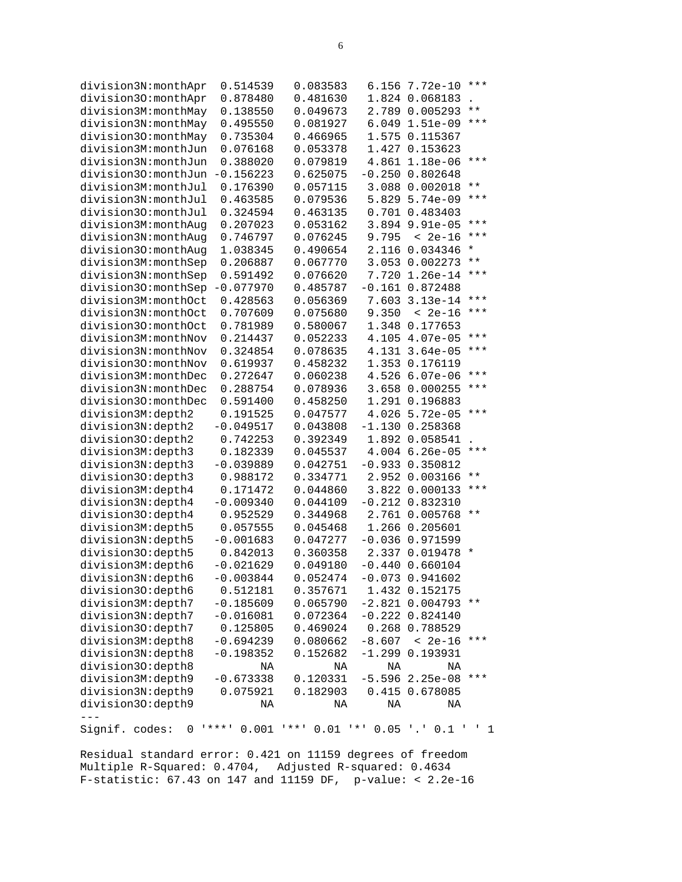```
division3N:monthApr  0.514539   0.083583   6.156 7.72e-10 ***
division3O:monthApr  0.878480   0.481630   1.824 0.068183 .
division3M:monthMay  0.138550   0.049673   2.789 0.005293 **
division3N:monthMay  0.495550   0.081927   6.049 1.51e-09 ***
division3O:monthMay  0.735304   0.466965   1.575 0.115367
division3M:monthJun  0.076168   0.053378   1.427 0.153623
division3N:monthJun  0.388020   0.079819   4.861 1.18e-06 ***
division3O:monthJun -0.156223   0.625075  -0.250 0.802648
division3M:monthJul  0.176390   0.057115   3.088 0.002018 **
division3N:monthJul  0.463585   0.079536   5.829 5.74e-09 ***
division3O:monthJul  0.324594   0.463135   0.701 0.483403
division3M:monthAug  0.207023   0.053162   3.894 9.91e-05 ***
division3N:monthAug  0.746797   0.076245   9.795  < 2e-16 ***
division3O:monthAug  1.038345   0.490654   2.116 0.034346 *
division3M:monthSep  0.206887   0.067770   3.053 0.002273 **
division3N:monthSep  0.591492   0.076620   7.720 1.26e-14 ***
division3O:monthSep -0.077970   0.485787  -0.161 0.872488
division3M:monthOct  0.428563   0.056369   7.603 3.13e-14 ***
division3N:monthOct  0.707609   0.075680   9.350  < 2e-16 ***
division3O:monthOct  0.781989   0.580067   1.348 0.177653
division3M:monthNov  0.214437   0.052233   4.105 4.07e-05 ***
division3N:monthNov  0.324854   0.078635   4.131 3.64e-05 ***
division3O:monthNov  0.619937   0.458232   1.353 0.176119
division3M:monthDec  0.272647   0.060238   4.526 6.07e-06 ***
division3N:monthDec  0.288754   0.078936   3.658 0.000255 ***
division3O:monthDec  0.591400   0.458250   1.291 0.196883
division3M:depth2    0.191525   0.047577   4.026 5.72e-05 ***
division3N:depth2   -0.049517   0.043808  -1.130 0.258368
division3O:depth2    0.742253   0.392349   1.892 0.058541 .
division3M:depth3    0.182339   0.045537   4.004 6.26e-05 ***
division3N:depth3   -0.039889   0.042751  -0.933 0.350812
division3O:depth3    0.988172   0.334771   2.952 0.003166 **
division3M:depth4    0.171472   0.044860   3.822 0.000133 ***
division3N:depth4   -0.009340   0.044109  -0.212 0.832310
division3O:depth4    0.952529   0.344968   2.761 0.005768 **
division3M:depth5    0.057555   0.045468   1.266 0.205601
division3N:depth5   -0.001683   0.047277  -0.036 0.971599
division3O:depth5    0.842013   0.360358   2.337 0.019478 *
division3M:depth6   -0.021629   0.049180  -0.440 0.660104
division3N:depth6   -0.003844   0.052474  -0.073 0.941602
division3O:depth6    0.512181   0.357671   1.432 0.152175
division3M:depth7   -0.185609   0.065790  -2.821 0.004793 **
division3N:depth7   -0.016081   0.072364  -0.222 0.824140
division3O:depth7    0.125805   0.469024   0.268 0.788529
division3M:depth8   -0.694239   0.080662  -8.607  < 2e-16 ***
division3N:depth8   -0.198352   0.152682  -1.299 0.193931
division3O:depth8          NA         NA      NA       NA
division3M:depth9   -0.673338   0.120331  -5.596 2.25e-08 ***
division3N:depth9    0.075921   0.182903   0.415 0.678085
division3O:depth9          NA         NA      NA       NA
---
Signif. codes:  0 '***' 0.001 '**' 0.01 '*' 0.05 '.' 0.1 ' ' 1

Residual standard error: 0.421 on 11159 degrees of freedom
Multiple R-Squared: 0.4704,   Adjusted R-squared: 0.4634
F-statistic: 67.43 on 147 and 11159 DF,  p-value: < 2.2e-16
```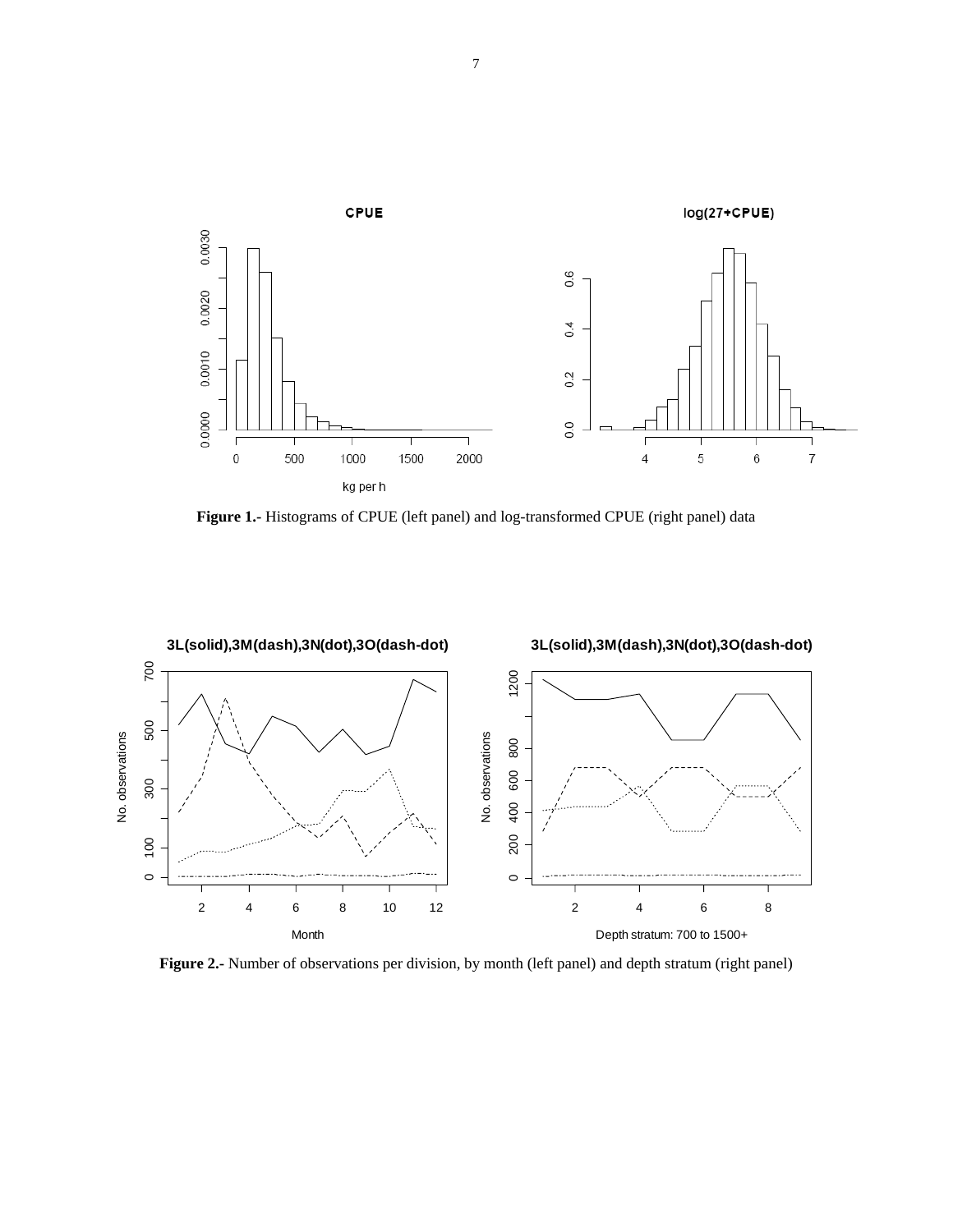**Figure 1.-** Histograms of CPUE (left panel) and log-transformed CPUE (right panel) data

**Figure 2.-** Number of observations per division, by month (left panel) and depth stratum (right panel)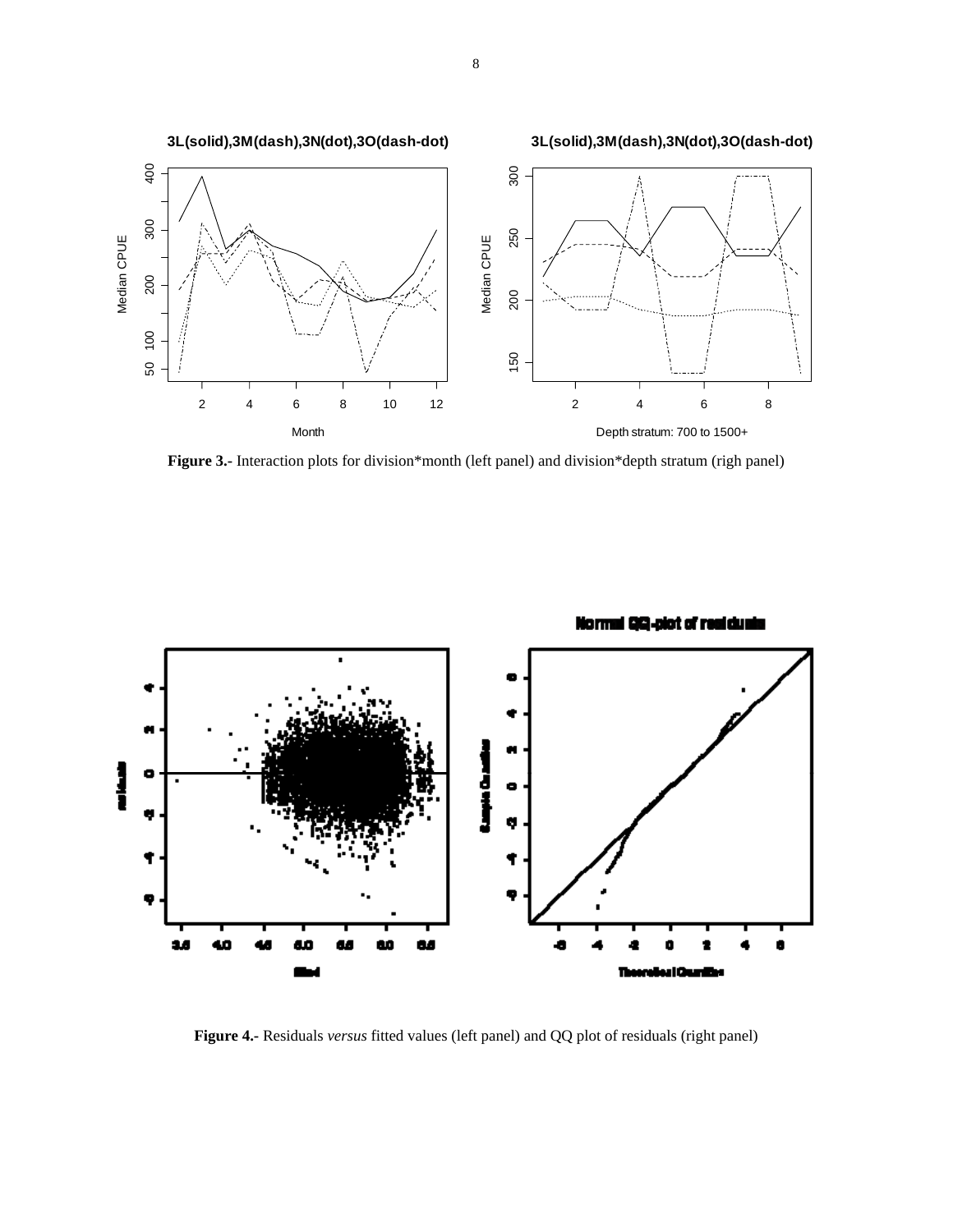**Figure 3.-** Interaction plots for division*month (left panel) and division*depth stratum (righ panel)

**Figure 4.-** Residuals *versus* fitted values (left panel) and QQ plot of residuals (right panel)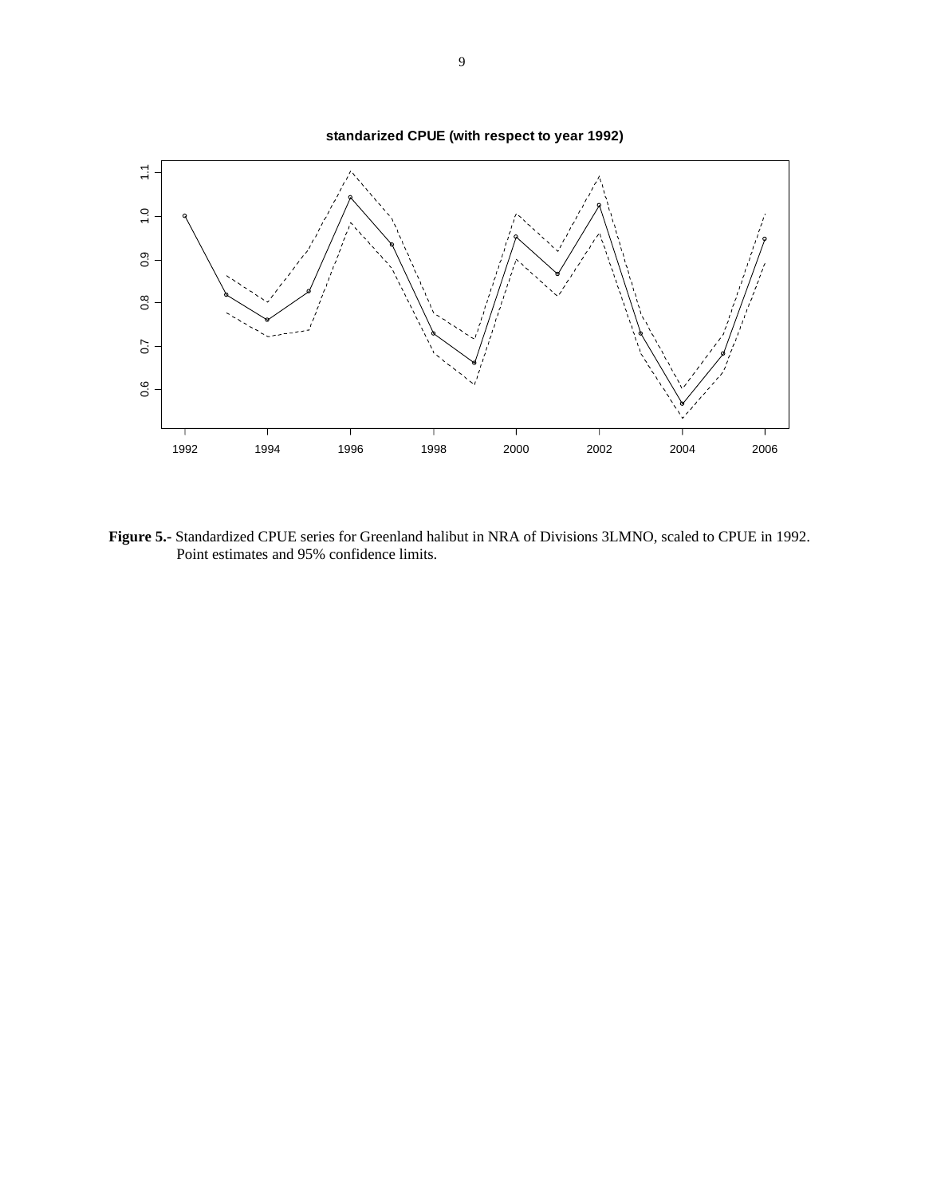standarized CPUE (with respect to year 1992)

1.1
1.0
0.9
0.8
0.7
0.6

1992 1994 1996 1998 2000 2002 2004 2006

**Figure 5.-** Standardized CPUE series for Greenland halibut in NRA of Divisions 3LMNO, scaled to CPUE in 1992. Point estimates and 95% confidence limits.